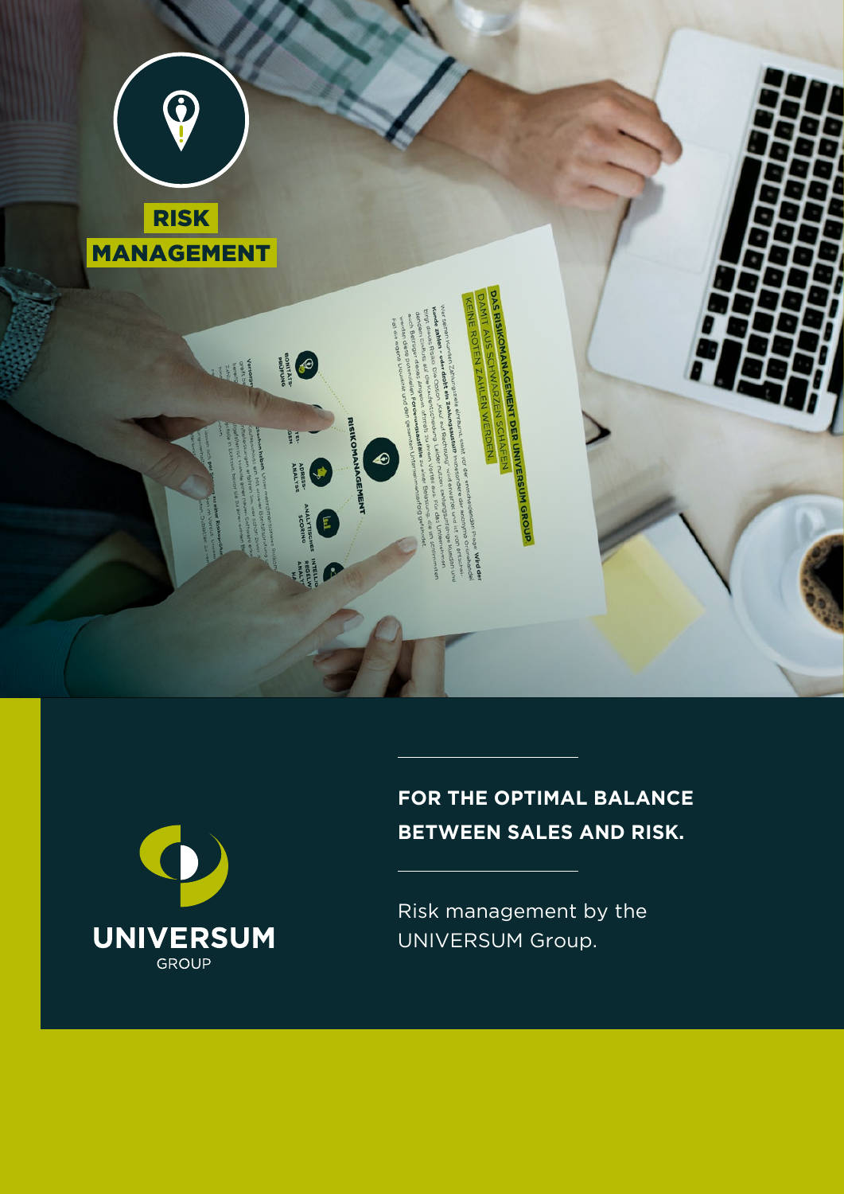# RISK MANAGEMENT

UNIVERSUM GROUP

**FOR THE OPTIMAL BALANCE BETWEEN SALES AND RISK.**

Risk management by the UNIVERSUM Group.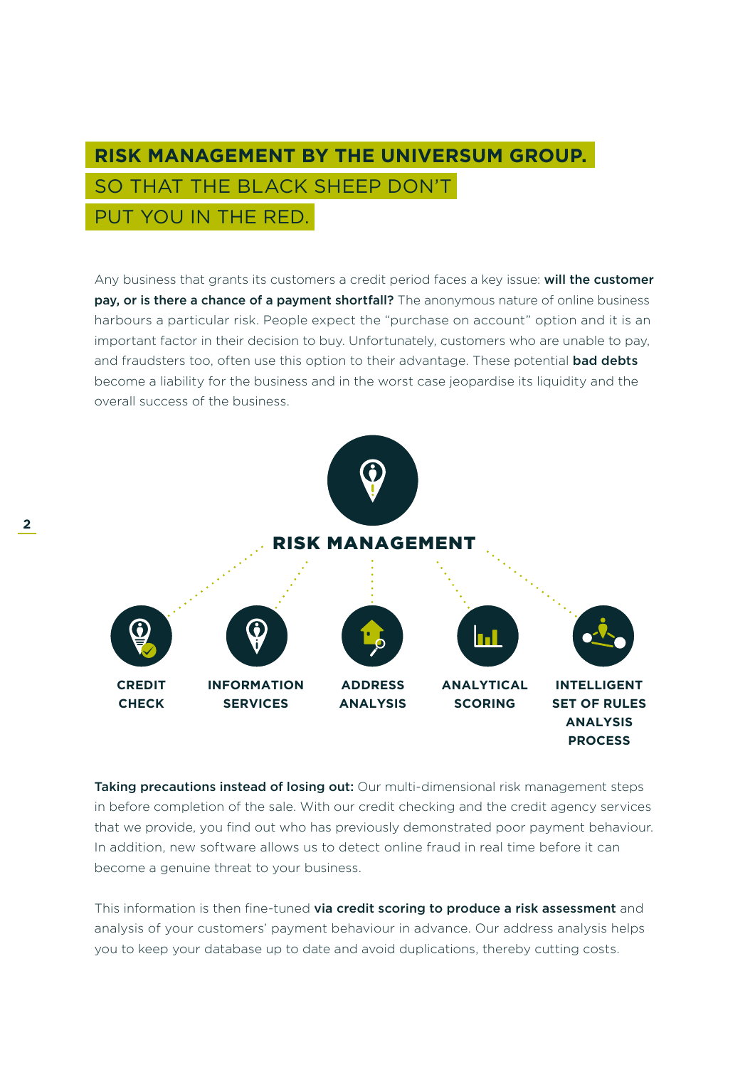# RISK MANAGEMENT BY THE UNIVERSUM GROUP.
## SO THAT THE BLACK SHEEP DON'T PUT YOU IN THE RED.

Any business that grants its customers a credit period faces a key issue: **will the customer pay, or is there a chance of a payment shortfall?** The anonymous nature of online business harbours a particular risk. People expect the "purchase on account" option and it is an important factor in their decision to buy. Unfortunately, customers who are unable to pay, and fraudsters too, often use this option to their advantage. These potential **bad debts** become a liability for the business and in the worst case jeopardise its liquidity and the overall success of the business.

**RISK MANAGEMENT**

- **CREDIT CHECK**
- **INFORMATION SERVICES**
- **ADDRESS ANALYSIS**
- **ANALYTICAL SCORING**
- **INTELLIGENT SET OF RULES ANALYSIS PROCESS**

**Taking precautions instead of losing out:** Our multi-dimensional risk management steps in before completion of the sale. With our credit checking and the credit agency services that we provide, you find out who has previously demonstrated poor payment behaviour. In addition, new software allows us to detect online fraud in real time before it can become a genuine threat to your business.

This information is then fine-tuned **via credit scoring to produce a risk assessment** and analysis of your customers' payment behaviour in advance. Our address analysis helps you to keep your database up to date and avoid duplications, thereby cutting costs.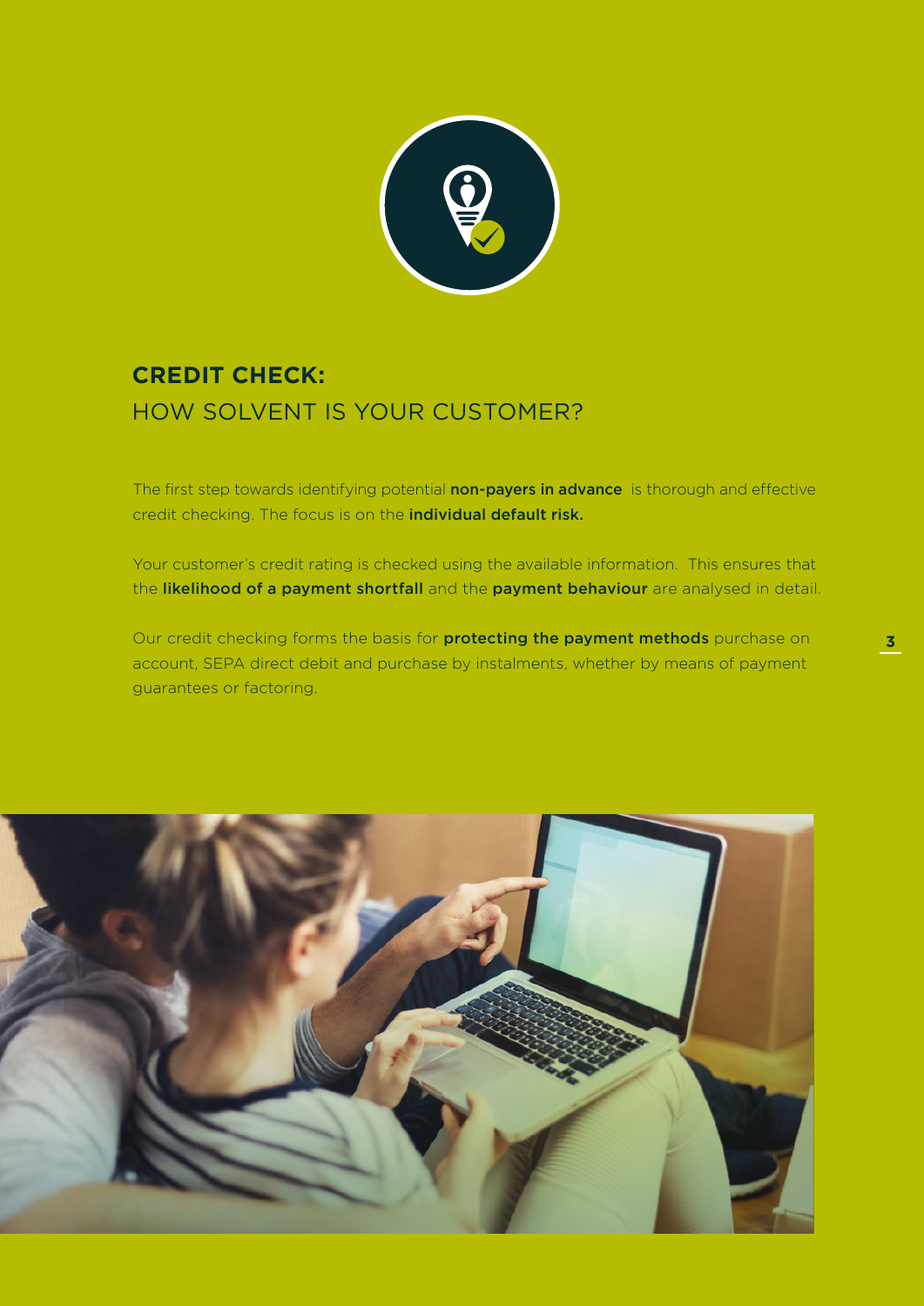## **CREDIT CHECK:** HOW SOLVENT IS YOUR CUSTOMER?

The first step towards identifying potential **non-payers in advance** is thorough and effective credit checking. The focus is on the **individual default risk.**

Your customer's credit rating is checked using the available information. This ensures that the **likelihood of a payment shortfall** and the **payment behaviour** are analysed in detail.

Our credit checking forms the basis for **protecting the payment methods** purchase on account, SEPA direct debit and purchase by instalments, whether by means of payment guarantees or factoring.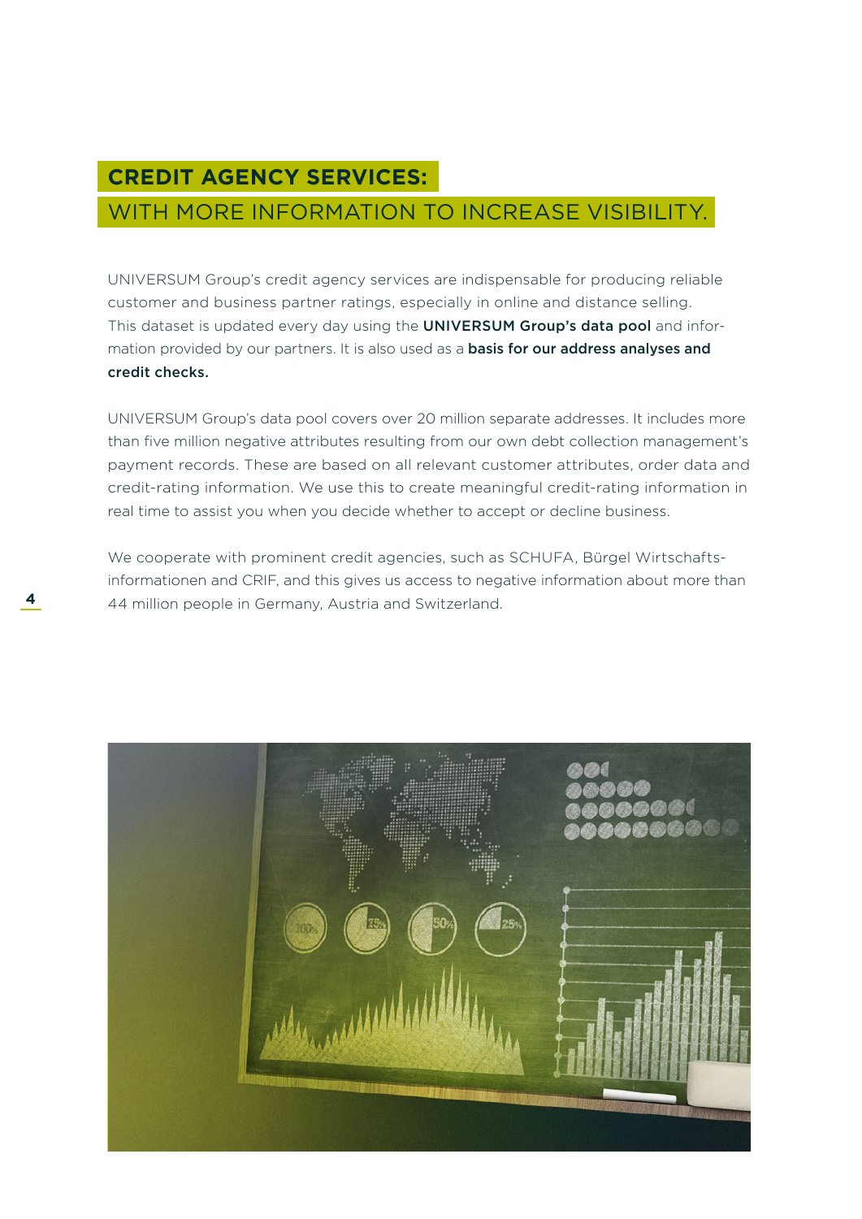# CREDIT AGENCY SERVICES:
## WITH MORE INFORMATION TO INCREASE VISIBILITY.

UNIVERSUM Group's credit agency services are indispensable for producing reliable customer and business partner ratings, especially in online and distance selling. This dataset is updated every day using the **UNIVERSUM Group's data pool** and information provided by our partners. It is also used as a **basis for our address analyses and credit checks.**

UNIVERSUM Group's data pool covers over 20 million separate addresses. It includes more than five million negative attributes resulting from our own debt collection management's payment records. These are based on all relevant customer attributes, order data and credit-rating information. We use this to create meaningful credit-rating information in real time to assist you when you decide whether to accept or decline business.

We cooperate with prominent credit agencies, such as SCHUFA, Bürgel Wirtschaftsinformationen and CRIF, and this gives us access to negative information about more than 44 million people in Germany, Austria and Switzerland.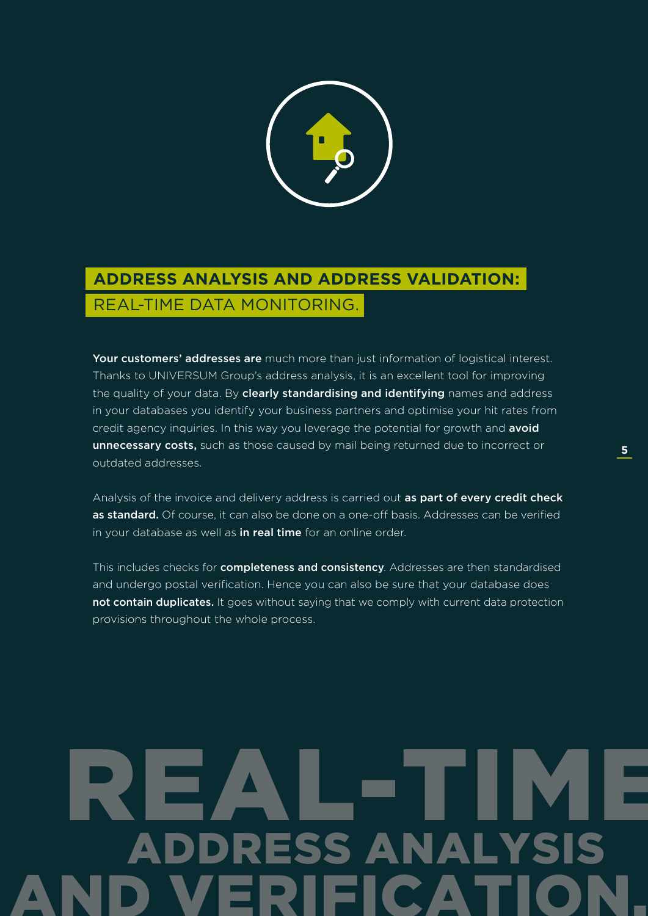## **ADDRESS ANALYSIS AND ADDRESS VALIDATION:** REAL-TIME DATA MONITORING.

**Your customers' addresses are** much more than just information of logistical interest. Thanks to UNIVERSUM Group's address analysis, it is an excellent tool for improving the quality of your data. By **clearly standardising and identifying** names and address in your databases you identify your business partners and optimise your hit rates from credit agency inquiries. In this way you leverage the potential for growth and **avoid unnecessary costs,** such as those caused by mail being returned due to incorrect or outdated addresses.

Analysis of the invoice and delivery address is carried out **as part of every credit check as standard.** Of course, it can also be done on a one-off basis. Addresses can be verified in your database as well as **in real time** for an online order.

This includes checks for **completeness and consistency**. Addresses are then standardised and undergo postal verification. Hence you can also be sure that your database does **not contain duplicates.** It goes without saying that we comply with current data protection provisions throughout the whole process.

# REAL-TIME ADDRESS ANALYSIS AND VERIFICATION.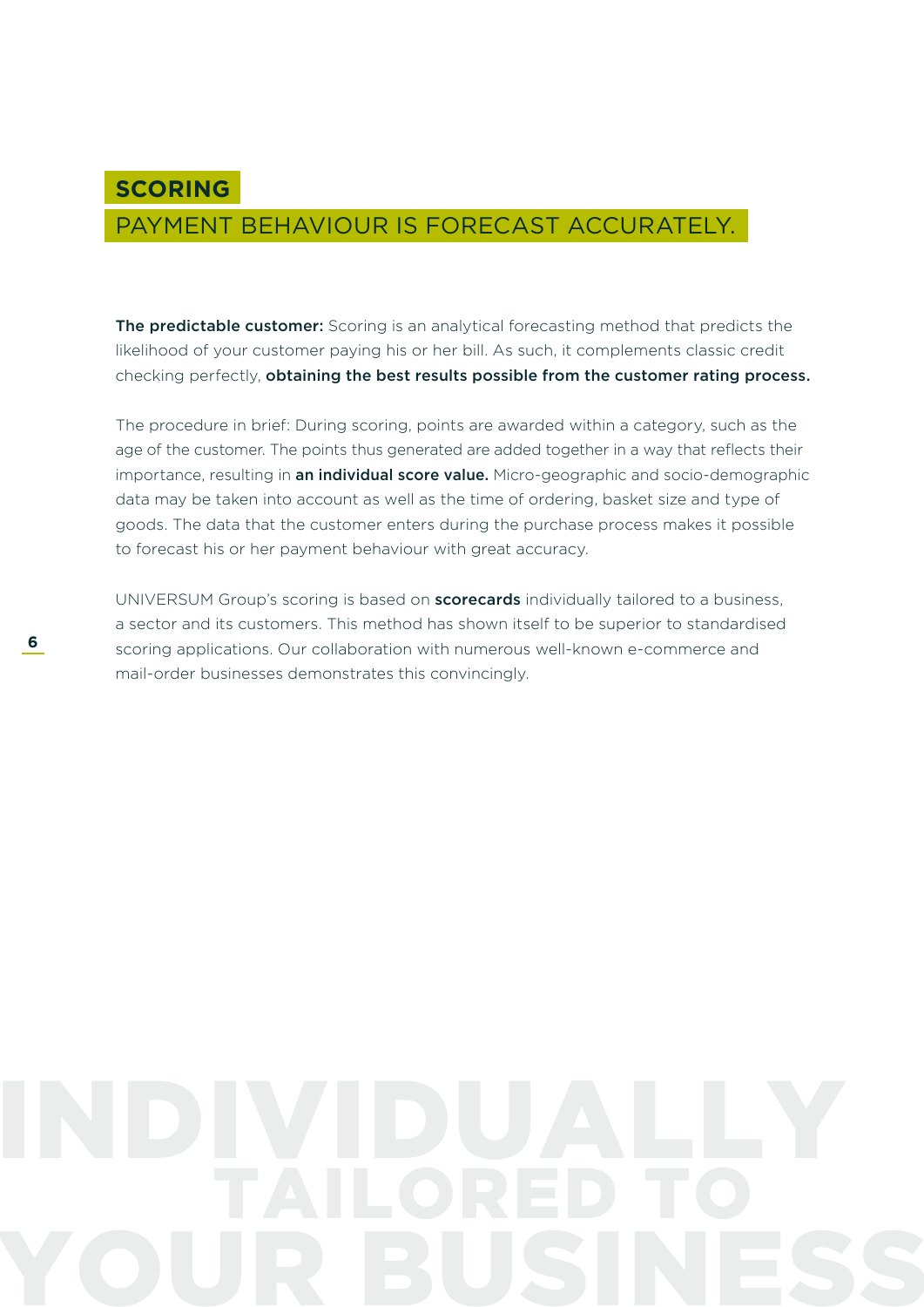## SCORING

## PAYMENT BEHAVIOUR IS FORECAST ACCURATELY.

**The predictable customer:** Scoring is an analytical forecasting method that predicts the likelihood of your customer paying his or her bill. As such, it complements classic credit checking perfectly, **obtaining the best results possible from the customer rating process.**

The procedure in brief: During scoring, points are awarded within a category, such as the age of the customer. The points thus generated are added together in a way that reflects their importance, resulting in **an individual score value.** Micro-geographic and socio-demographic data may be taken into account as well as the time of ordering, basket size and type of goods. The data that the customer enters during the purchase process makes it possible to forecast his or her payment behaviour with great accuracy.

UNIVERSUM Group's scoring is based on **scorecards** individually tailored to a business, a sector and its customers. This method has shown itself to be superior to standardised scoring applications. Our collaboration with numerous well-known e-commerce and mail-order businesses demonstrates this convincingly.

INDIVIDUALLY TAILORED TO YOUR BUSINESS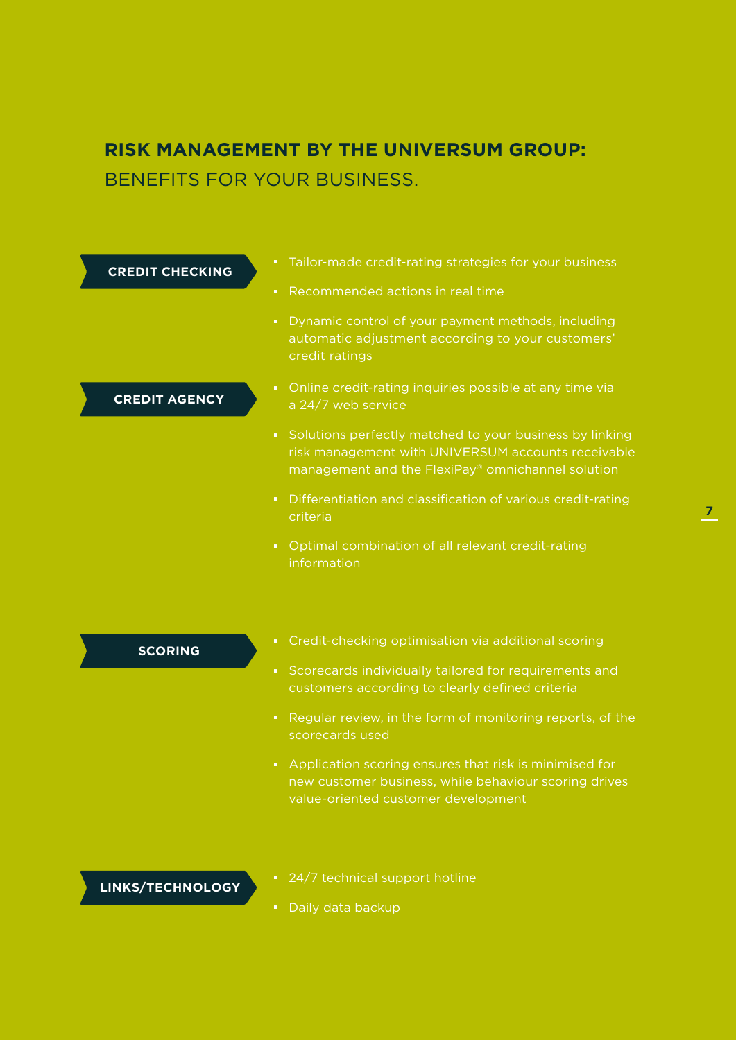## RISK MANAGEMENT BY THE UNIVERSUM GROUP:
BENEFITS FOR YOUR BUSINESS.

### CREDIT CHECKING

- Tailor-made credit-rating strategies for your business
- Recommended actions in real time
- Dynamic control of your payment methods, including automatic adjustment according to your customers' credit ratings

### CREDIT AGENCY

- Online credit-rating inquiries possible at any time via a 24/7 web service
- Solutions perfectly matched to your business by linking risk management with UNIVERSUM accounts receivable management and the FlexiPay® omnichannel solution
- Differentiation and classification of various credit-rating criteria
- Optimal combination of all relevant credit-rating information

### SCORING

- Credit-checking optimisation via additional scoring
- Scorecards individually tailored for requirements and customers according to clearly defined criteria
- Regular review, in the form of monitoring reports, of the scorecards used
- Application scoring ensures that risk is minimised for new customer business, while behaviour scoring drives value-oriented customer development

### LINKS/TECHNOLOGY

- 24/7 technical support hotline
- Daily data backup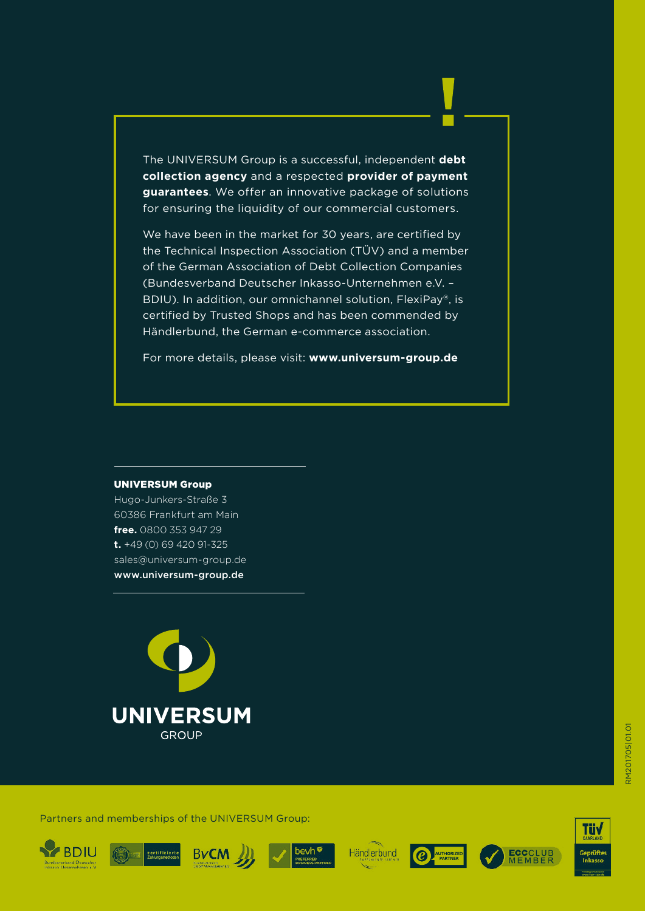The UNIVERSUM Group is a successful, independent **debt collection agency** and a respected **provider of payment guarantees**. We offer an innovative package of solutions for ensuring the liquidity of our commercial customers.

We have been in the market for 30 years, are certified by the Technical Inspection Association (TÜV) and a member of the German Association of Debt Collection Companies (Bundesverband Deutscher Inkasso-Unternehmen e.V. – BDIU). In addition, our omnichannel solution, FlexiPay®, is certified by Trusted Shops and has been commended by Händlerbund, the German e-commerce association.

For more details, please visit: **www.universum-group.de**

**UNIVERSUM Group**
Hugo-Junkers-Straße 3
60386 Frankfurt am Main
**free.** 0800 353 947 29
**t.** +49 (0) 69 420 91-325
sales@universum-group.de
**www.universum-group.de**

UNIVERSUM GROUP

RM201705|01.01

Partners and memberships of the UNIVERSUM Group: